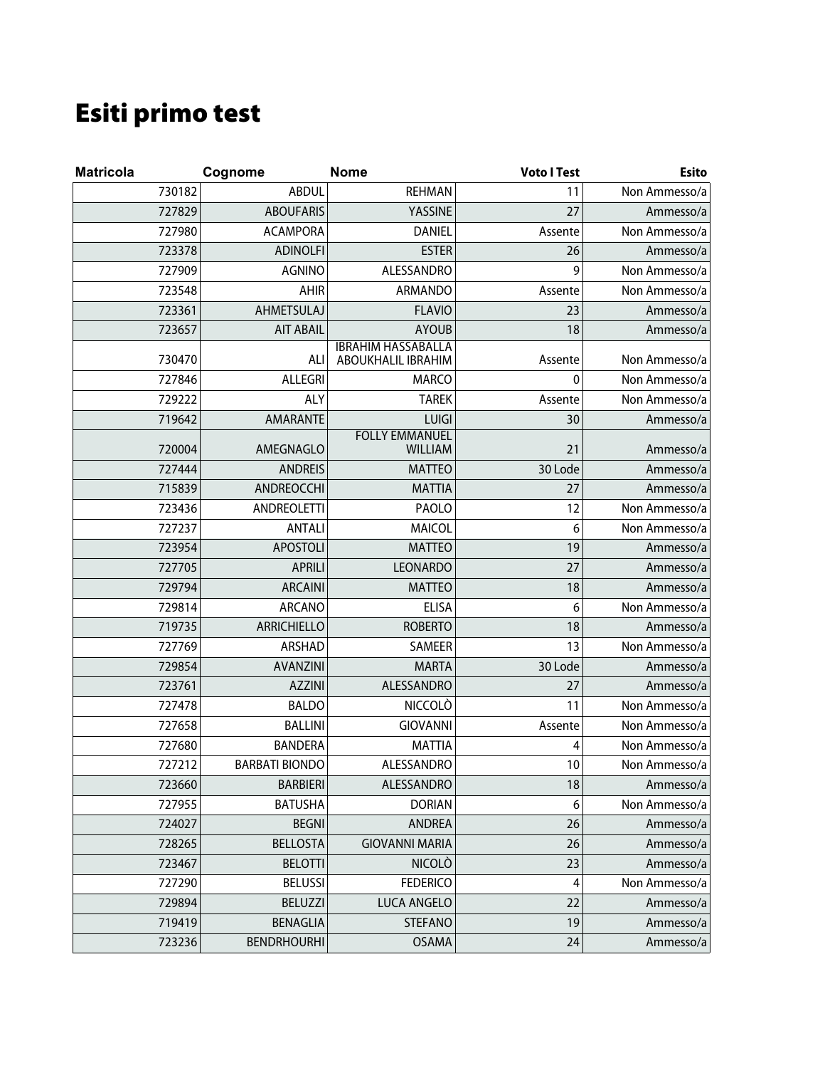# Esiti primo test

| Matricola | Cognome | Nome | Voto I Test | Esito |
|---|---|---|---|---|
| 730182 | ABDUL | REHMAN | 11 | Non Ammesso/a |
| 727829 | ABOUFARIS | YASSINE | 27 | Ammesso/a |
| 727980 | ACAMPORA | DANIEL | Assente | Non Ammesso/a |
| 723378 | ADINOLFI | ESTER | 26 | Ammesso/a |
| 727909 | AGNINO | ALESSANDRO | 9 | Non Ammesso/a |
| 723548 | AHIR | ARMANDO | Assente | Non Ammesso/a |
| 723361 | AHMETSULAJ | FLAVIO | 23 | Ammesso/a |
| 723657 | AIT ABAIL | AYOUB | 18 | Ammesso/a |
| 730470 | ALI | IBRAHIM HASSABALLA ABOUKHALIL IBRAHIM | Assente | Non Ammesso/a |
| 727846 | ALLEGRI | MARCO | 0 | Non Ammesso/a |
| 729222 | ALY | TAREK | Assente | Non Ammesso/a |
| 719642 | AMARANTE | LUIGI | 30 | Ammesso/a |
| 720004 | AMEGNAGLO | FOLLY EMMANUEL WILLIAM | 21 | Ammesso/a |
| 727444 | ANDREIS | MATTEO | 30 Lode | Ammesso/a |
| 715839 | ANDREOCCHI | MATTIA | 27 | Ammesso/a |
| 723436 | ANDREOLETTI | PAOLO | 12 | Non Ammesso/a |
| 727237 | ANTALI | MAICOL | 6 | Non Ammesso/a |
| 723954 | APOSTOLI | MATTEO | 19 | Ammesso/a |
| 727705 | APRILI | LEONARDO | 27 | Ammesso/a |
| 729794 | ARCAINI | MATTEO | 18 | Ammesso/a |
| 729814 | ARCANO | ELISA | 6 | Non Ammesso/a |
| 719735 | ARRICHIELLO | ROBERTO | 18 | Ammesso/a |
| 727769 | ARSHAD | SAMEER | 13 | Non Ammesso/a |
| 729854 | AVANZINI | MARTA | 30 Lode | Ammesso/a |
| 723761 | AZZINI | ALESSANDRO | 27 | Ammesso/a |
| 727478 | BALDO | NICCOLÒ | 11 | Non Ammesso/a |
| 727658 | BALLINI | GIOVANNI | Assente | Non Ammesso/a |
| 727680 | BANDERA | MATTIA | 4 | Non Ammesso/a |
| 727212 | BARBATI BIONDO | ALESSANDRO | 10 | Non Ammesso/a |
| 723660 | BARBIERI | ALESSANDRO | 18 | Ammesso/a |
| 727955 | BATUSHA | DORIAN | 6 | Non Ammesso/a |
| 724027 | BEGNI | ANDREA | 26 | Ammesso/a |
| 728265 | BELLOSTA | GIOVANNI MARIA | 26 | Ammesso/a |
| 723467 | BELOTTI | NICOLÒ | 23 | Ammesso/a |
| 727290 | BELUSSI | FEDERICO | 4 | Non Ammesso/a |
| 729894 | BELUZZI | LUCA ANGELO | 22 | Ammesso/a |
| 719419 | BENAGLIA | STEFANO | 19 | Ammesso/a |
| 723236 | BENDRHOURHI | OSAMA | 24 | Ammesso/a |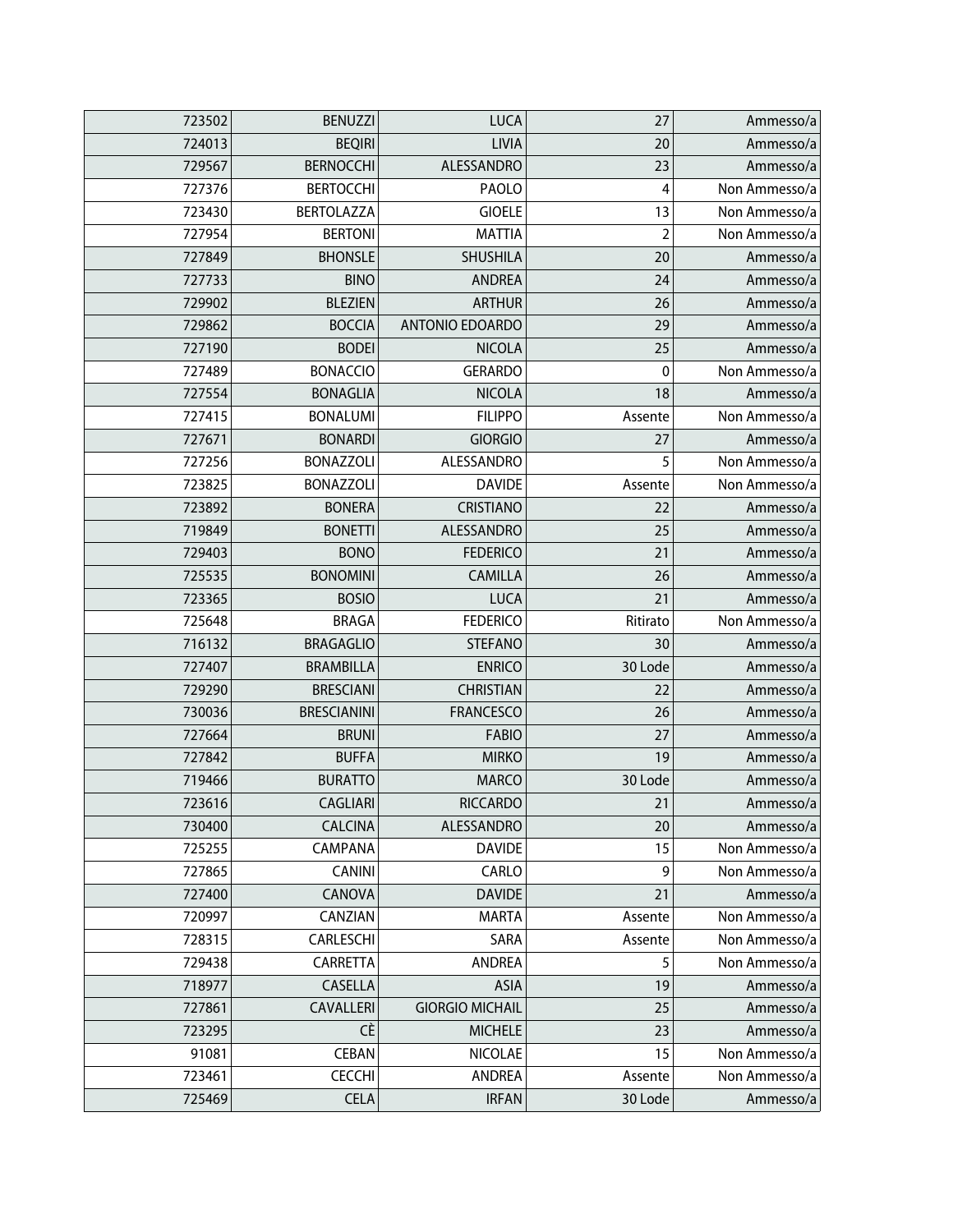| | | | | |
|---|---|---|---|---|
| 723502 | BENUZZI | LUCA | 27 | Ammesso/a |
| 724013 | BEQIRI | LIVIA | 20 | Ammesso/a |
| 729567 | BERNOCCHI | ALESSANDRO | 23 | Ammesso/a |
| 727376 | BERTOCCHI | PAOLO | 4 | Non Ammesso/a |
| 723430 | BERTOLAZZA | GIOELE | 13 | Non Ammesso/a |
| 727954 | BERTONI | MATTIA | 2 | Non Ammesso/a |
| 727849 | BHONSLE | SHUSHILA | 20 | Ammesso/a |
| 727733 | BINO | ANDREA | 24 | Ammesso/a |
| 729902 | BLEZIEN | ARTHUR | 26 | Ammesso/a |
| 729862 | BOCCIA | ANTONIO EDOARDO | 29 | Ammesso/a |
| 727190 | BODEI | NICOLA | 25 | Ammesso/a |
| 727489 | BONACCIO | GERARDO | 0 | Non Ammesso/a |
| 727554 | BONAGLIA | NICOLA | 18 | Ammesso/a |
| 727415 | BONALUMI | FILIPPO | Assente | Non Ammesso/a |
| 727671 | BONARDI | GIORGIO | 27 | Ammesso/a |
| 727256 | BONAZZOLI | ALESSANDRO | 5 | Non Ammesso/a |
| 723825 | BONAZZOLI | DAVIDE | Assente | Non Ammesso/a |
| 723892 | BONERA | CRISTIANO | 22 | Ammesso/a |
| 719849 | BONETTI | ALESSANDRO | 25 | Ammesso/a |
| 729403 | BONO | FEDERICO | 21 | Ammesso/a |
| 725535 | BONOMINI | CAMILLA | 26 | Ammesso/a |
| 723365 | BOSIO | LUCA | 21 | Ammesso/a |
| 725648 | BRAGA | FEDERICO | Ritirato | Non Ammesso/a |
| 716132 | BRAGAGLIO | STEFANO | 30 | Ammesso/a |
| 727407 | BRAMBILLA | ENRICO | 30 Lode | Ammesso/a |
| 729290 | BRESCIANI | CHRISTIAN | 22 | Ammesso/a |
| 730036 | BRESCIANINI | FRANCESCO | 26 | Ammesso/a |
| 727664 | BRUNI | FABIO | 27 | Ammesso/a |
| 727842 | BUFFA | MIRKO | 19 | Ammesso/a |
| 719466 | BURATTO | MARCO | 30 Lode | Ammesso/a |
| 723616 | CAGLIARI | RICCARDO | 21 | Ammesso/a |
| 730400 | CALCINA | ALESSANDRO | 20 | Ammesso/a |
| 725255 | CAMPANA | DAVIDE | 15 | Non Ammesso/a |
| 727865 | CANINI | CARLO | 9 | Non Ammesso/a |
| 727400 | CANOVA | DAVIDE | 21 | Ammesso/a |
| 720997 | CANZIAN | MARTA | Assente | Non Ammesso/a |
| 728315 | CARLESCHI | SARA | Assente | Non Ammesso/a |
| 729438 | CARRETTA | ANDREA | 5 | Non Ammesso/a |
| 718977 | CASELLA | ASIA | 19 | Ammesso/a |
| 727861 | CAVALLERI | GIORGIO MICHAIL | 25 | Ammesso/a |
| 723295 | CÈ | MICHELE | 23 | Ammesso/a |
| 91081 | CEBAN | NICOLAE | 15 | Non Ammesso/a |
| 723461 | CECCHI | ANDREA | Assente | Non Ammesso/a |
| 725469 | CELA | IRFAN | 30 Lode | Ammesso/a |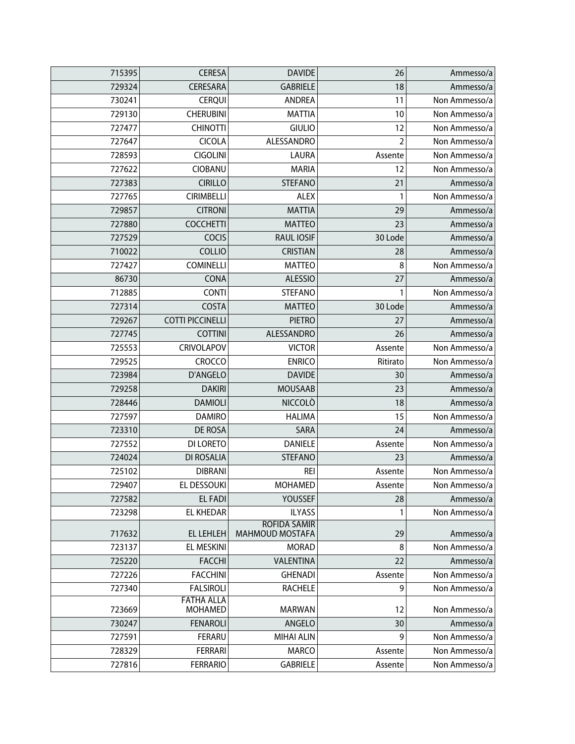| | | | | |
|---|---|---|---|---|
| 715395 | CERESA | DAVIDE | 26 | Ammesso/a |
| 729324 | CERESARA | GABRIELE | 18 | Ammesso/a |
| 730241 | CERQUI | ANDREA | 11 | Non Ammesso/a |
| 729130 | CHERUBINI | MATTIA | 10 | Non Ammesso/a |
| 727477 | CHINOTTI | GIULIO | 12 | Non Ammesso/a |
| 727647 | CICOLA | ALESSANDRO | 2 | Non Ammesso/a |
| 728593 | CIGOLINI | LAURA | Assente | Non Ammesso/a |
| 727622 | CIOBANU | MARIA | 12 | Non Ammesso/a |
| 727383 | CIRILLO | STEFANO | 21 | Ammesso/a |
| 727765 | CIRIMBELLI | ALEX | 1 | Non Ammesso/a |
| 729857 | CITRONI | MATTIA | 29 | Ammesso/a |
| 727880 | COCCHETTI | MATTEO | 23 | Ammesso/a |
| 727529 | COCIS | RAUL IOSIF | 30 Lode | Ammesso/a |
| 710022 | COLLIO | CRISTIAN | 28 | Ammesso/a |
| 727427 | COMINELLI | MATTEO | 8 | Non Ammesso/a |
| 86730 | CONA | ALESSIO | 27 | Ammesso/a |
| 712885 | CONTI | STEFANO | 1 | Non Ammesso/a |
| 727314 | COSTA | MATTEO | 30 Lode | Ammesso/a |
| 729267 | COTTI PICCINELLI | PIETRO | 27 | Ammesso/a |
| 727745 | COTTINI | ALESSANDRO | 26 | Ammesso/a |
| 725553 | CRIVOLAPOV | VICTOR | Assente | Non Ammesso/a |
| 729525 | CROCCO | ENRICO | Ritirato | Non Ammesso/a |
| 723984 | D'ANGELO | DAVIDE | 30 | Ammesso/a |
| 729258 | DAKIRI | MOUSAAB | 23 | Ammesso/a |
| 728446 | DAMIOLI | NICCOLÒ | 18 | Ammesso/a |
| 727597 | DAMIRO | HALIMA | 15 | Non Ammesso/a |
| 723310 | DE ROSA | SARA | 24 | Ammesso/a |
| 727552 | DI LORETO | DANIELE | Assente | Non Ammesso/a |
| 724024 | DI ROSALIA | STEFANO | 23 | Ammesso/a |
| 725102 | DIBRANI | REI | Assente | Non Ammesso/a |
| 729407 | EL DESSOUKI | MOHAMED | Assente | Non Ammesso/a |
| 727582 | EL FADI | YOUSSEF | 28 | Ammesso/a |
| 723298 | EL KHEDAR | ILYASS | 1 | Non Ammesso/a |
| 717632 | EL LEHLEH | ROFIDA SAMIR MAHMOUD MOSTAFA | 29 | Ammesso/a |
| 723137 | EL MESKINI | MORAD | 8 | Non Ammesso/a |
| 725220 | FACCHI | VALENTINA | 22 | Ammesso/a |
| 727226 | FACCHINI | GHENADI | Assente | Non Ammesso/a |
| 727340 | FALSIROLI | RACHELE | 9 | Non Ammesso/a |
| 723669 | FATHA ALLA MOHAMED | MARWAN | 12 | Non Ammesso/a |
| 730247 | FENAROLI | ANGELO | 30 | Ammesso/a |
| 727591 | FERARU | MIHAI ALIN | 9 | Non Ammesso/a |
| 728329 | FERRARI | MARCO | Assente | Non Ammesso/a |
| 727816 | FERRARIO | GABRIELE | Assente | Non Ammesso/a |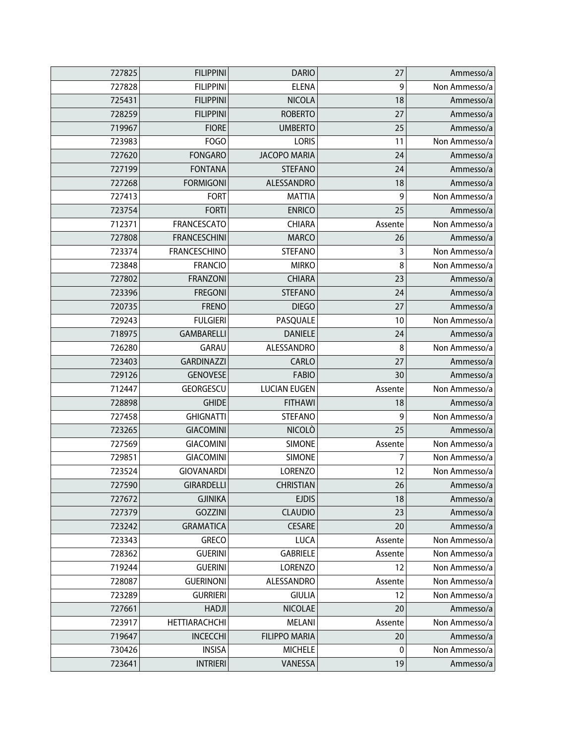| | | | | |
|---|---|---|---|---|
| 727825 | FILIPPINI | DARIO | 27 | Ammesso/a |
| 727828 | FILIPPINI | ELENA | 9 | Non Ammesso/a |
| 725431 | FILIPPINI | NICOLA | 18 | Ammesso/a |
| 728259 | FILIPPINI | ROBERTO | 27 | Ammesso/a |
| 719967 | FIORE | UMBERTO | 25 | Ammesso/a |
| 723983 | FOGO | LORIS | 11 | Non Ammesso/a |
| 727620 | FONGARO | JACOPO MARIA | 24 | Ammesso/a |
| 727199 | FONTANA | STEFANO | 24 | Ammesso/a |
| 727268 | FORMIGONI | ALESSANDRO | 18 | Ammesso/a |
| 727413 | FORT | MATTIA | 9 | Non Ammesso/a |
| 723754 | FORTI | ENRICO | 25 | Ammesso/a |
| 712371 | FRANCESCATO | CHIARA | Assente | Non Ammesso/a |
| 727808 | FRANCESCHINI | MARCO | 26 | Ammesso/a |
| 723374 | FRANCESCHINO | STEFANO | 3 | Non Ammesso/a |
| 723848 | FRANCIO | MIRKO | 8 | Non Ammesso/a |
| 727802 | FRANZONI | CHIARA | 23 | Ammesso/a |
| 723396 | FREGONI | STEFANO | 24 | Ammesso/a |
| 720735 | FRENO | DIEGO | 27 | Ammesso/a |
| 729243 | FULGIERI | PASQUALE | 10 | Non Ammesso/a |
| 718975 | GAMBARELLI | DANIELE | 24 | Ammesso/a |
| 726280 | GARAU | ALESSANDRO | 8 | Non Ammesso/a |
| 723403 | GARDINAZZI | CARLO | 27 | Ammesso/a |
| 729126 | GENOVESE | FABIO | 30 | Ammesso/a |
| 712447 | GEORGESCU | LUCIAN EUGEN | Assente | Non Ammesso/a |
| 728898 | GHIDE | FITHAWI | 18 | Ammesso/a |
| 727458 | GHIGNATTI | STEFANO | 9 | Non Ammesso/a |
| 723265 | GIACOMINI | NICOLÒ | 25 | Ammesso/a |
| 727569 | GIACOMINI | SIMONE | Assente | Non Ammesso/a |
| 729851 | GIACOMINI | SIMONE | 7 | Non Ammesso/a |
| 723524 | GIOVANARDI | LORENZO | 12 | Non Ammesso/a |
| 727590 | GIRARDELLI | CHRISTIAN | 26 | Ammesso/a |
| 727672 | GJINIKA | EJDIS | 18 | Ammesso/a |
| 727379 | GOZZINI | CLAUDIO | 23 | Ammesso/a |
| 723242 | GRAMATICA | CESARE | 20 | Ammesso/a |
| 723343 | GRECO | LUCA | Assente | Non Ammesso/a |
| 728362 | GUERINI | GABRIELE | Assente | Non Ammesso/a |
| 719244 | GUERINI | LORENZO | 12 | Non Ammesso/a |
| 728087 | GUERINONI | ALESSANDRO | Assente | Non Ammesso/a |
| 723289 | GURRIERI | GIULIA | 12 | Non Ammesso/a |
| 727661 | HADJI | NICOLAE | 20 | Ammesso/a |
| 723917 | HETTIARACHCHI | MELANI | Assente | Non Ammesso/a |
| 719647 | INCECCHI | FILIPPO MARIA | 20 | Ammesso/a |
| 730426 | INSISA | MICHELE | 0 | Non Ammesso/a |
| 723641 | INTRIERI | VANESSA | 19 | Ammesso/a |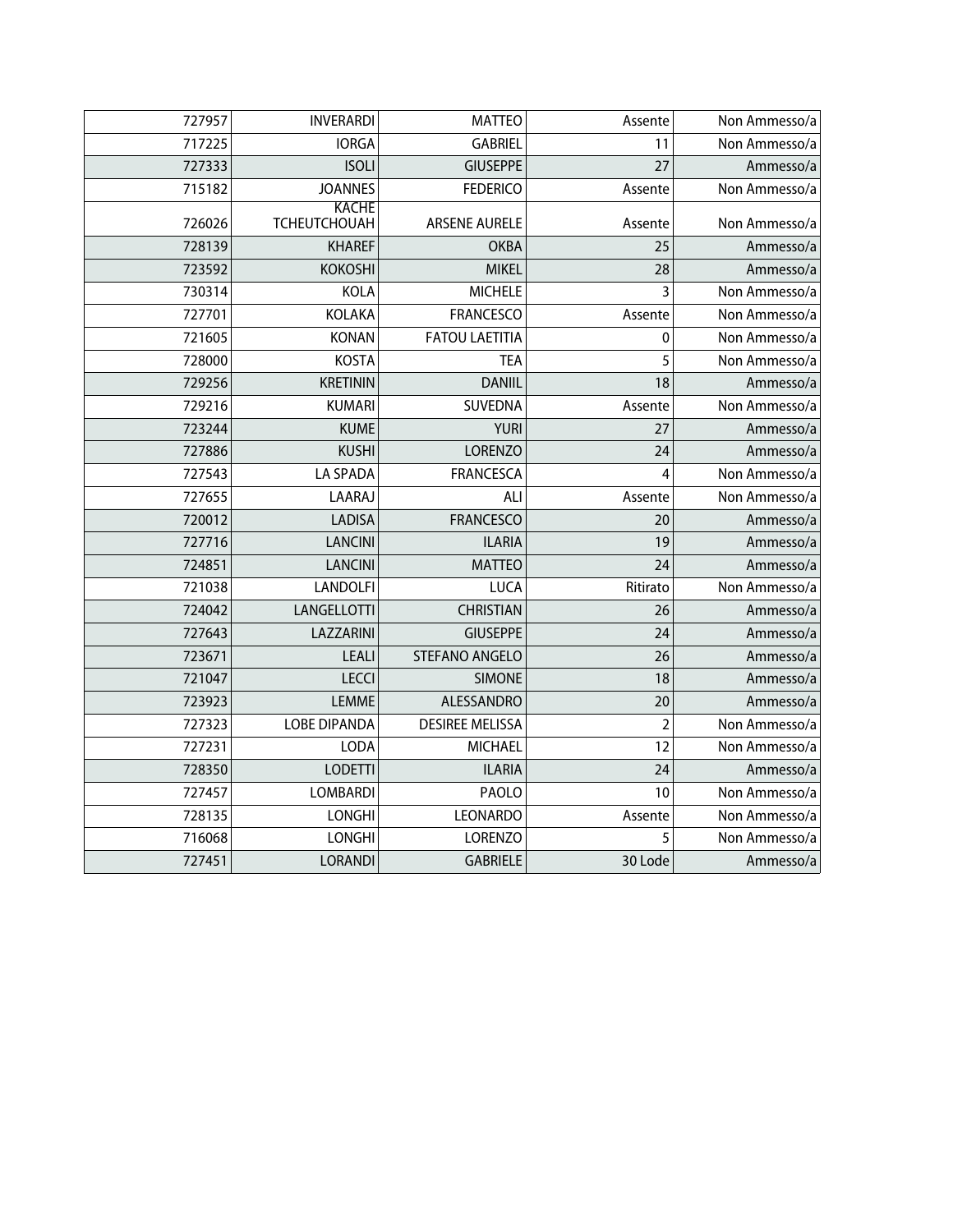| | | | | |
|---|---|---|---|---|
| 727957 | INVERARDI | MATTEO | Assente | Non Ammesso/a |
| 717225 | IORGA | GABRIEL | 11 | Non Ammesso/a |
| 727333 | ISOLI | GIUSEPPE | 27 | Ammesso/a |
| 715182 | JOANNES | FEDERICO | Assente | Non Ammesso/a |
| 726026 | KACHE TCHEUTCHOUAH | ARSENE AURELE | Assente | Non Ammesso/a |
| 728139 | KHAREF | OKBA | 25 | Ammesso/a |
| 723592 | KOKOSHI | MIKEL | 28 | Ammesso/a |
| 730314 | KOLA | MICHELE | 3 | Non Ammesso/a |
| 727701 | KOLAKA | FRANCESCO | Assente | Non Ammesso/a |
| 721605 | KONAN | FATOU LAETITIA | 0 | Non Ammesso/a |
| 728000 | KOSTA | TEA | 5 | Non Ammesso/a |
| 729256 | KRETININ | DANIIL | 18 | Ammesso/a |
| 729216 | KUMARI | SUVEDNA | Assente | Non Ammesso/a |
| 723244 | KUME | YURI | 27 | Ammesso/a |
| 727886 | KUSHI | LORENZO | 24 | Ammesso/a |
| 727543 | LA SPADA | FRANCESCA | 4 | Non Ammesso/a |
| 727655 | LAARAJ | ALI | Assente | Non Ammesso/a |
| 720012 | LADISA | FRANCESCO | 20 | Ammesso/a |
| 727716 | LANCINI | ILARIA | 19 | Ammesso/a |
| 724851 | LANCINI | MATTEO | 24 | Ammesso/a |
| 721038 | LANDOLFI | LUCA | Ritirato | Non Ammesso/a |
| 724042 | LANGELLOTTI | CHRISTIAN | 26 | Ammesso/a |
| 727643 | LAZZARINI | GIUSEPPE | 24 | Ammesso/a |
| 723671 | LEALI | STEFANO ANGELO | 26 | Ammesso/a |
| 721047 | LECCI | SIMONE | 18 | Ammesso/a |
| 723923 | LEMME | ALESSANDRO | 20 | Ammesso/a |
| 727323 | LOBE DIPANDA | DESIREE MELISSA | 2 | Non Ammesso/a |
| 727231 | LODA | MICHAEL | 12 | Non Ammesso/a |
| 728350 | LODETTI | ILARIA | 24 | Ammesso/a |
| 727457 | LOMBARDI | PAOLO | 10 | Non Ammesso/a |
| 728135 | LONGHI | LEONARDO | Assente | Non Ammesso/a |
| 716068 | LONGHI | LORENZO | 5 | Non Ammesso/a |
| 727451 | LORANDI | GABRIELE | 30 Lode | Ammesso/a |